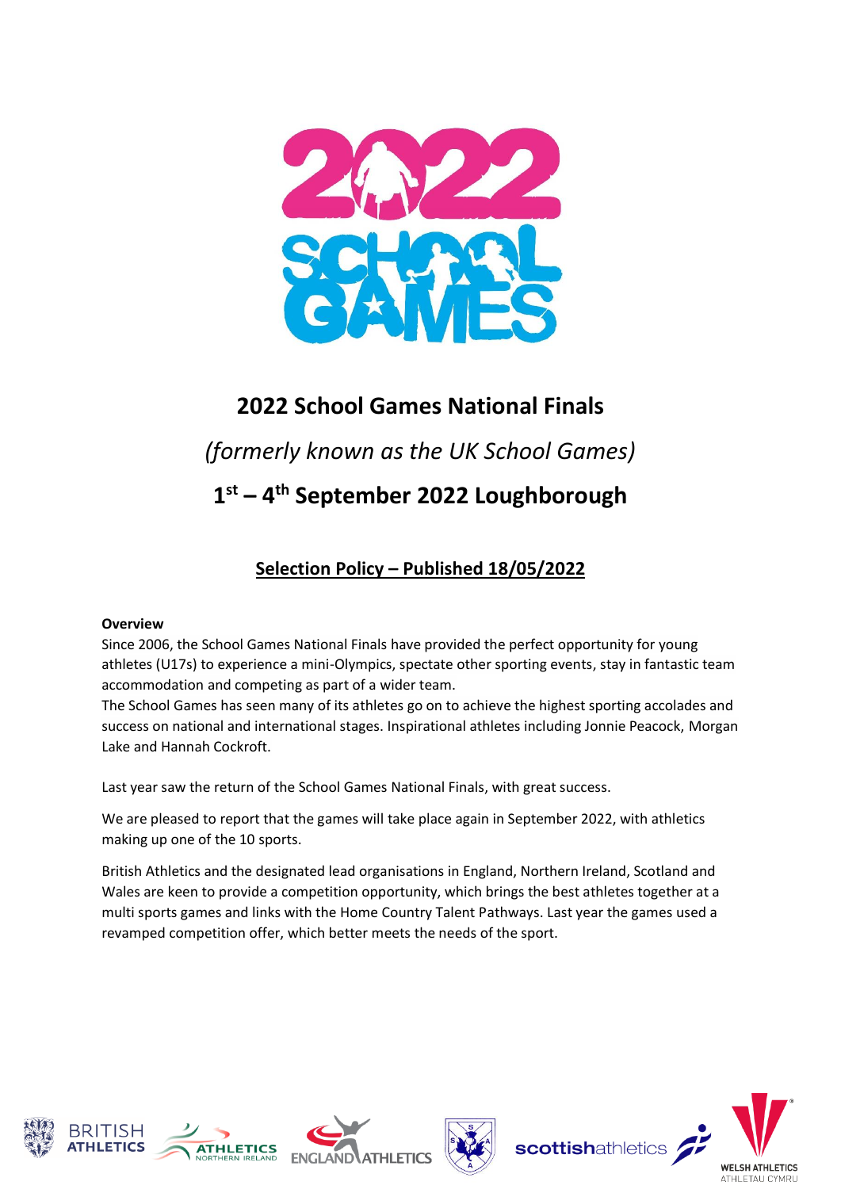# 2022 School Games National Finals

*(formerly known as the UK School Games)*

## 1st – 4th September 2022 Loughborough

## Selection Policy – Published 18/05/2022

**Overview**

Since 2006, the School Games National Finals have provided the perfect opportunity for young athletes (U17s) to experience a mini-Olympics, spectate other sporting events, stay in fantastic team accommodation and competing as part of a wider team.

The School Games has seen many of its athletes go on to achieve the highest sporting accolades and success on national and international stages. Inspirational athletes including Jonnie Peacock, Morgan Lake and Hannah Cockroft.

Last year saw the return of the School Games National Finals, with great success.

We are pleased to report that the games will take place again in September 2022, with athletics making up one of the 10 sports.

British Athletics and the designated lead organisations in England, Northern Ireland, Scotland and Wales are keen to provide a competition opportunity, which brings the best athletes together at a multi sports games and links with the Home Country Talent Pathways. Last year the games used a revamped competition offer, which better meets the needs of the sport.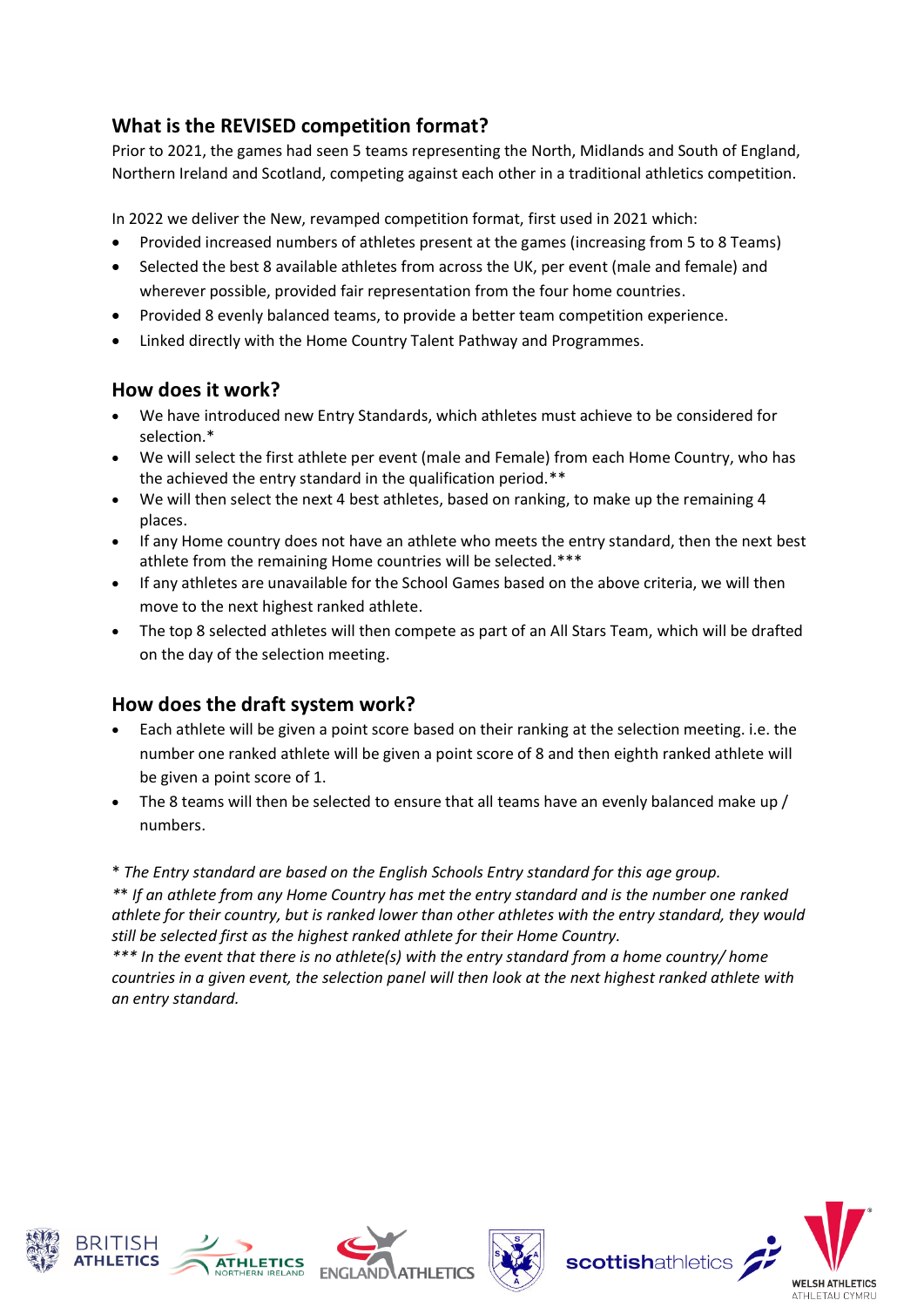## What is the REVISED competition format?

Prior to 2021, the games had seen 5 teams representing the North, Midlands and South of England, Northern Ireland and Scotland, competing against each other in a traditional athletics competition.

In 2022 we deliver the New, revamped competition format, first used in 2021 which:

- Provided increased numbers of athletes present at the games (increasing from 5 to 8 Teams)
- Selected the best 8 available athletes from across the UK, per event (male and female) and wherever possible, provided fair representation from the four home countries.
- Provided 8 evenly balanced teams, to provide a better team competition experience.
- Linked directly with the Home Country Talent Pathway and Programmes.

## How does it work?

- We have introduced new Entry Standards, which athletes must achieve to be considered for selection.*
- We will select the first athlete per event (male and Female) from each Home Country, who has the achieved the entry standard in the qualification period.**
- We will then select the next 4 best athletes, based on ranking, to make up the remaining 4 places.
- If any Home country does not have an athlete who meets the entry standard, then the next best athlete from the remaining Home countries will be selected.***
- If any athletes are unavailable for the School Games based on the above criteria, we will then move to the next highest ranked athlete.
- The top 8 selected athletes will then compete as part of an All Stars Team, which will be drafted on the day of the selection meeting.

## How does the draft system work?

- Each athlete will be given a point score based on their ranking at the selection meeting. i.e. the number one ranked athlete will be given a point score of 8 and then eighth ranked athlete will be given a point score of 1.
- The 8 teams will then be selected to ensure that all teams have an evenly balanced make up / numbers.

*\* The Entry standard are based on the English Schools Entry standard for this age group.*
*\*\* If an athlete from any Home Country has met the entry standard and is the number one ranked athlete for their country, but is ranked lower than other athletes with the entry standard, they would still be selected first as the highest ranked athlete for their Home Country.*
*\*\*\* In the event that there is no athlete(s) with the entry standard from a home country/ home countries in a given event, the selection panel will then look at the next highest ranked athlete with an entry standard.*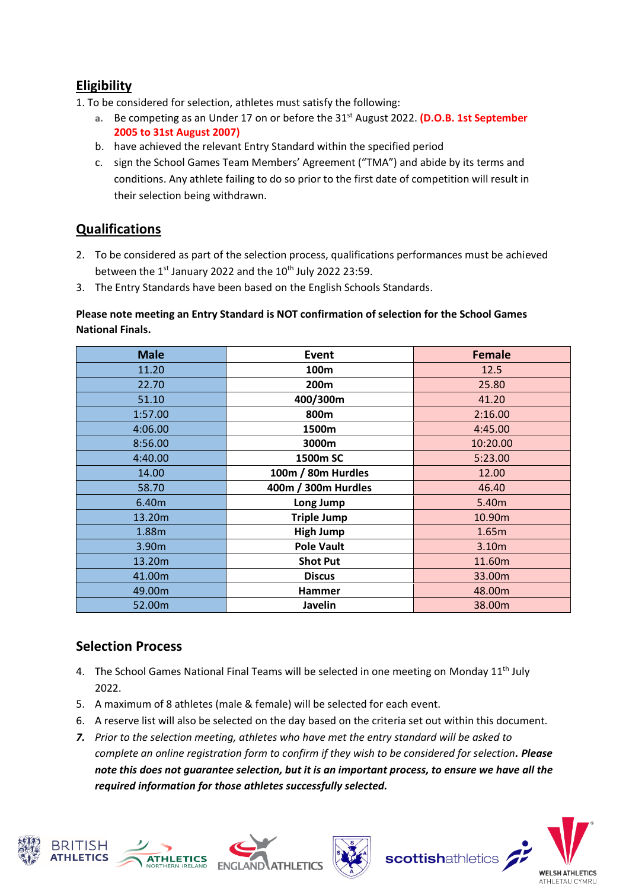## Eligibility

1. To be considered for selection, athletes must satisfy the following:
   a. Be competing as an Under 17 on or before the 31st August 2022. **(D.O.B. 1st September 2005 to 31st August 2007)**
   b. have achieved the relevant Entry Standard within the specified period
   c. sign the School Games Team Members' Agreement ("TMA") and abide by its terms and conditions. Any athlete failing to do so prior to the first date of competition will result in their selection being withdrawn.

## Qualifications

2. To be considered as part of the selection process, qualifications performances must be achieved between the 1st January 2022 and the 10th July 2022 23:59.
3. The Entry Standards have been based on the English Schools Standards.

**Please note meeting an Entry Standard is NOT confirmation of selection for the School Games National Finals.**

| Male | Event | Female |
|---|---|---|
| 11.20 | **100m** | 12.5 |
| 22.70 | **200m** | 25.80 |
| 51.10 | **400/300m** | 41.20 |
| 1:57.00 | **800m** | 2:16.00 |
| 4:06.00 | **1500m** | 4:45.00 |
| 8:56.00 | **3000m** | 10:20.00 |
| 4:40.00 | **1500m SC** | 5:23.00 |
| 14.00 | **100m / 80m Hurdles** | 12.00 |
| 58.70 | **400m / 300m Hurdles** | 46.40 |
| 6.40m | **Long Jump** | 5.40m |
| 13.20m | **Triple Jump** | 10.90m |
| 1.88m | **High Jump** | 1.65m |
| 3.90m | **Pole Vault** | 3.10m |
| 13.20m | **Shot Put** | 11.60m |
| 41.00m | **Discus** | 33.00m |
| 49.00m | **Hammer** | 48.00m |
| 52.00m | **Javelin** | 38.00m |

## Selection Process

4. The School Games National Final Teams will be selected in one meeting on Monday 11th July 2022.
5. A maximum of 8 athletes (male & female) will be selected for each event.
6. A reserve list will also be selected on the day based on the criteria set out within this document.
7. *Prior to the selection meeting, athletes who have met the entry standard will be asked to complete an online registration form to confirm if they wish to be considered for selection. **Please note this does not guarantee selection, but it is an important process, to ensure we have all the required information for those athletes successfully selected.***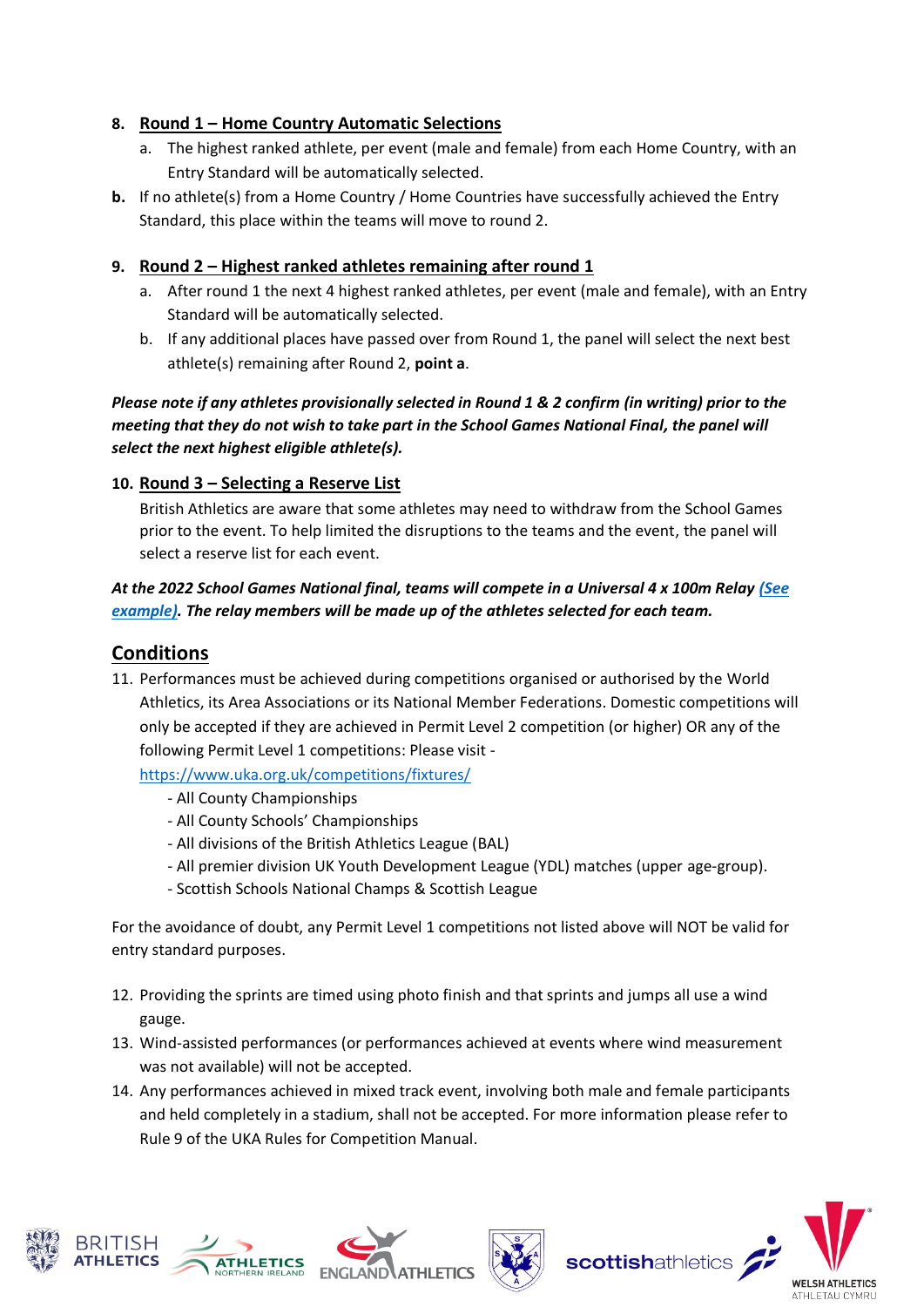8. **Round 1 – Home Country Automatic Selections**
   a. The highest ranked athlete, per event (male and female) from each Home Country, with an Entry Standard will be automatically selected.
   **b.** If no athlete(s) from a Home Country / Home Countries have successfully achieved the Entry Standard, this place within the teams will move to round 2.

9. **Round 2 – Highest ranked athletes remaining after round 1**
   a. After round 1 the next 4 highest ranked athletes, per event (male and female), with an Entry Standard will be automatically selected.
   b. If any additional places have passed over from Round 1, the panel will select the next best athlete(s) remaining after Round 2, **point a**.

***Please note if any athletes provisionally selected in Round 1 & 2 confirm (in writing) prior to the meeting that they do not wish to take part in the School Games National Final, the panel will select the next highest eligible athlete(s).***

10. **Round 3 – Selecting a Reserve List**
    British Athletics are aware that some athletes may need to withdraw from the School Games prior to the event. To help limited the disruptions to the teams and the event, the panel will select a reserve list for each event.

***At the 2022 School Games National final, teams will compete in a Universal 4 x 100m Relay (See example). The relay members will be made up of the athletes selected for each team.***

## Conditions

11. Performances must be achieved during competitions organised or authorised by the World Athletics, its Area Associations or its National Member Federations. Domestic competitions will only be accepted if they are achieved in Permit Level 2 competition (or higher) OR any of the following Permit Level 1 competitions: Please visit - https://www.uka.org.uk/competitions/fixtures/
    - All County Championships
    - All County Schools' Championships
    - All divisions of the British Athletics League (BAL)
    - All premier division UK Youth Development League (YDL) matches (upper age-group).
    - Scottish Schools National Champs & Scottish League

For the avoidance of doubt, any Permit Level 1 competitions not listed above will NOT be valid for entry standard purposes.

12. Providing the sprints are timed using photo finish and that sprints and jumps all use a wind gauge.
13. Wind-assisted performances (or performances achieved at events where wind measurement was not available) will not be accepted.
14. Any performances achieved in mixed track event, involving both male and female participants and held completely in a stadium, shall not be accepted. For more information please refer to Rule 9 of the UKA Rules for Competition Manual.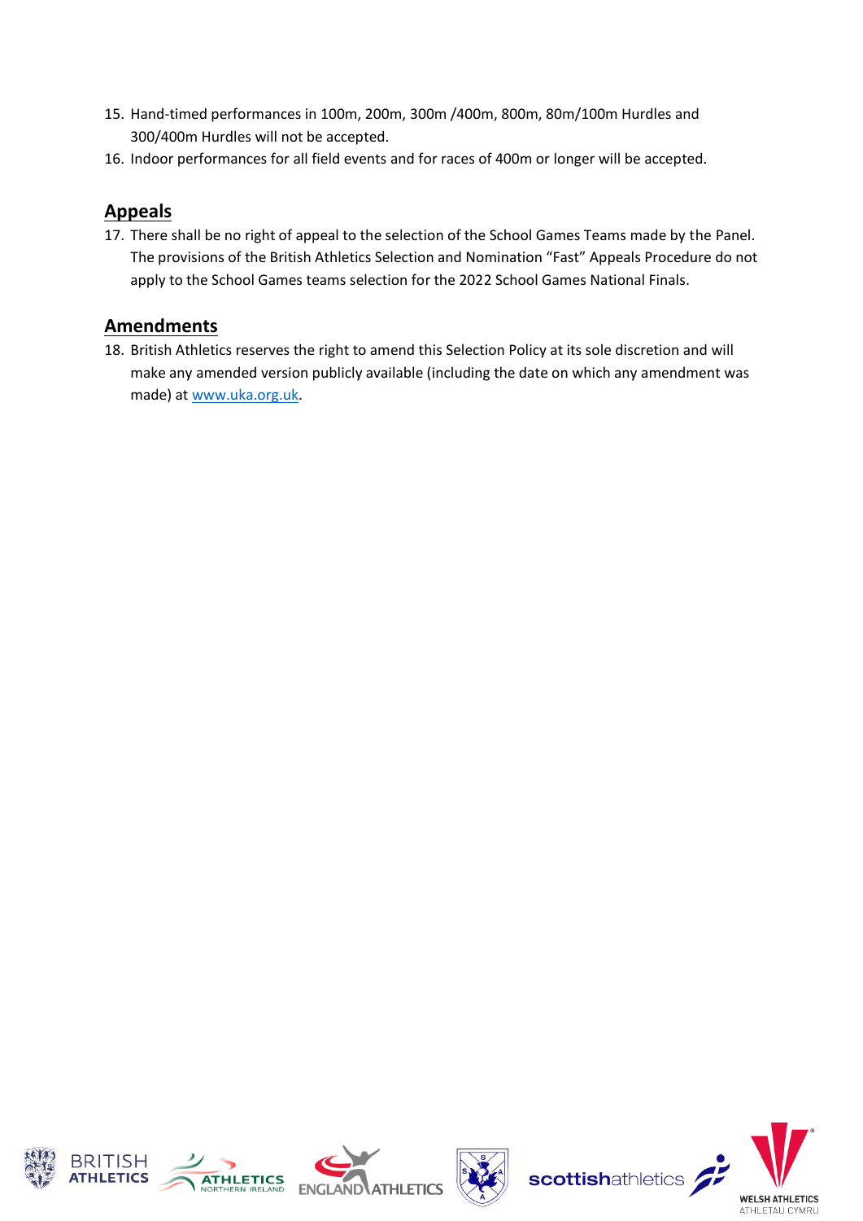15. Hand-timed performances in 100m, 200m, 300m /400m, 800m, 80m/100m Hurdles and 300/400m Hurdles will not be accepted.
16. Indoor performances for all field events and for races of 400m or longer will be accepted.

## Appeals

17. There shall be no right of appeal to the selection of the School Games Teams made by the Panel. The provisions of the British Athletics Selection and Nomination "Fast" Appeals Procedure do not apply to the School Games teams selection for the 2022 School Games National Finals.

## Amendments

18. British Athletics reserves the right to amend this Selection Policy at its sole discretion and will make any amended version publicly available (including the date on which any amendment was made) at www.uka.org.uk.